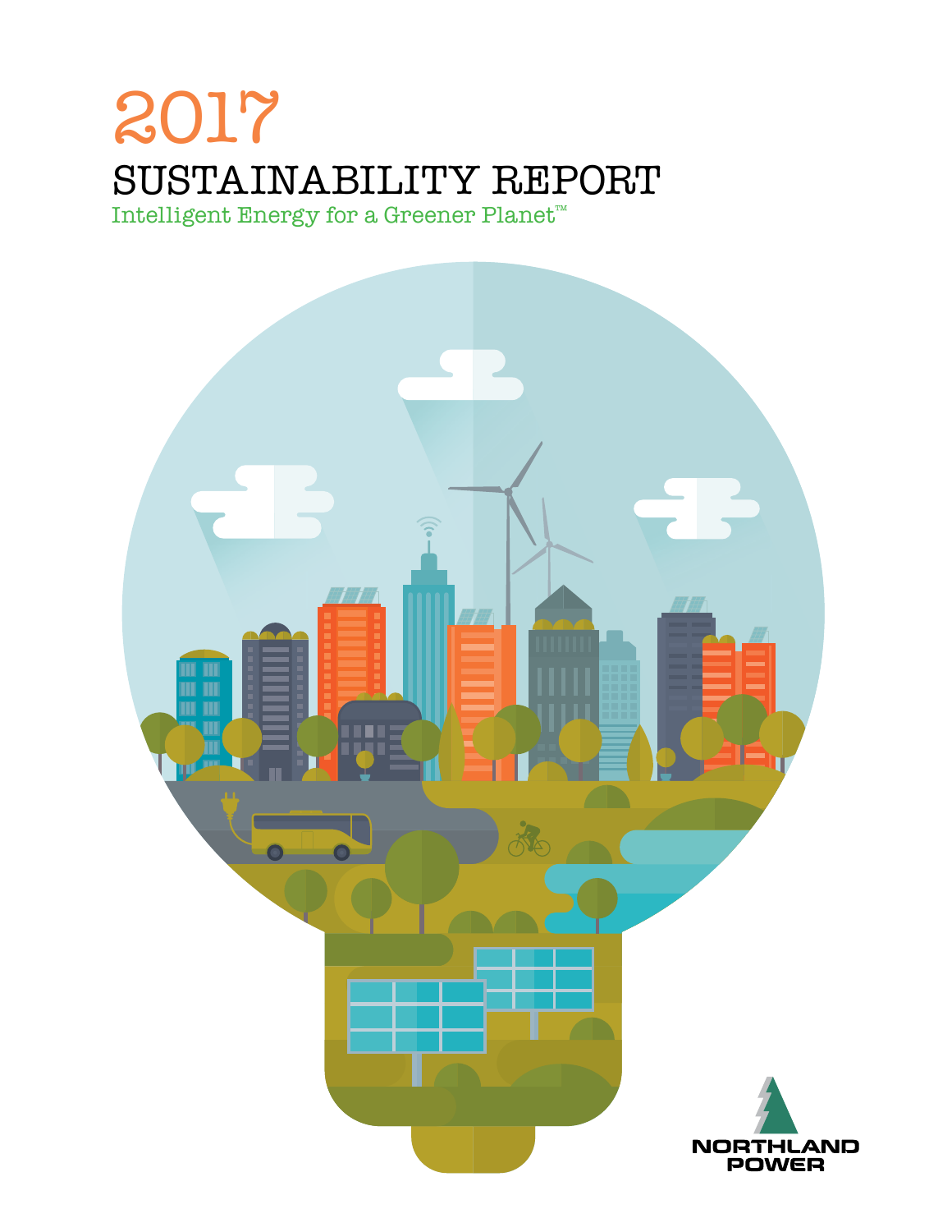# 2017

# SUSTAINABILITY REPORT

Intelligent Energy for a Greener Planet™

NORTHLAND POWER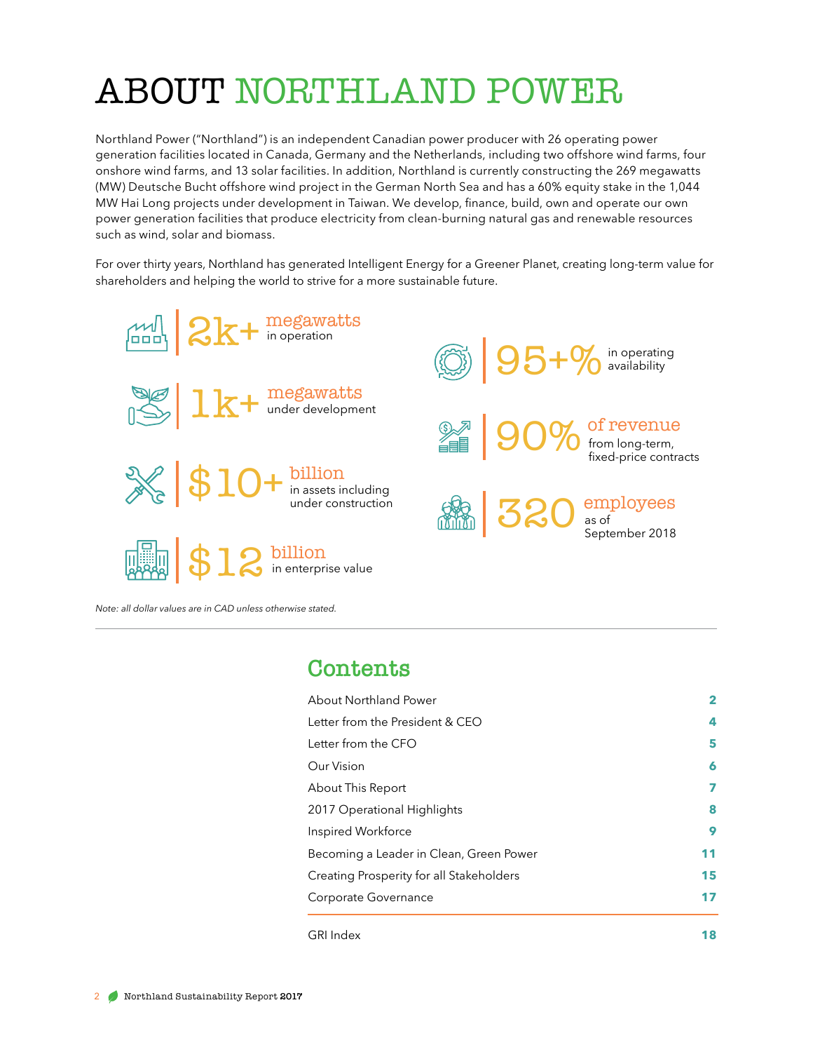# ABOUT NORTHLAND POWER

Northland Power ("Northland") is an independent Canadian power producer with 26 operating power generation facilities located in Canada, Germany and the Netherlands, including two offshore wind farms, four onshore wind farms, and 13 solar facilities. In addition, Northland is currently constructing the 269 megawatts (MW) Deutsche Bucht offshore wind project in the German North Sea and has a 60% equity stake in the 1,044 MW Hai Long projects under development in Taiwan. We develop, finance, build, own and operate our own power generation facilities that produce electricity from clean-burning natural gas and renewable resources such as wind, solar and biomass.

For over thirty years, Northland has generated Intelligent Energy for a Greener Planet, creating long-term value for shareholders and helping the world to strive for a more sustainable future.

- **2k+** megawatts in operation
- **1k+** megawatts under development
- **$10+** billion in assets including under construction
- **$12** billion in enterprise value
- **95+%** in operating availability
- **90%** of revenue from long-term, fixed-price contracts
- **320** employees as of September 2018

*Note: all dollar values are in CAD unless otherwise stated.*

## Contents

| | |
|---|---|
| About Northland Power | 2 |
| Letter from the President & CEO | 4 |
| Letter from the CFO | 5 |
| Our Vision | 6 |
| About This Report | 7 |
| 2017 Operational Highlights | 8 |
| Inspired Workforce | 9 |
| Becoming a Leader in Clean, Green Power | 11 |
| Creating Prosperity for all Stakeholders | 15 |
| Corporate Governance | 17 |
| GRI Index | 18 |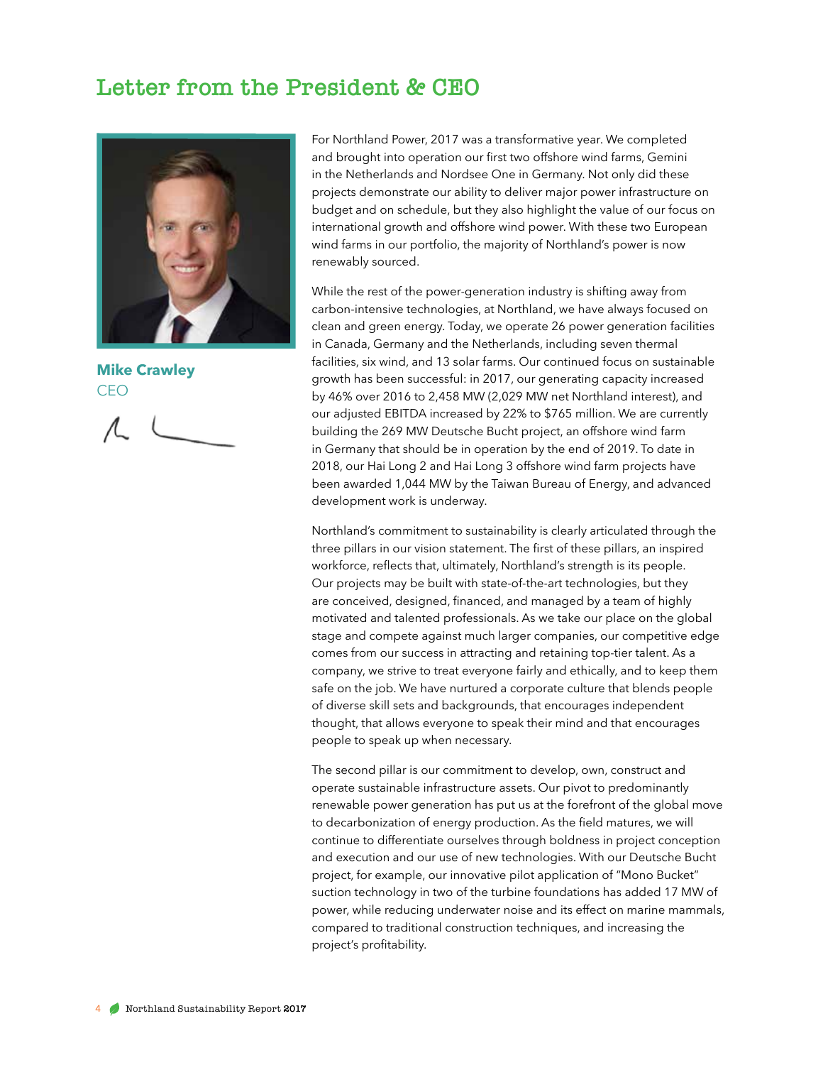# Letter from the President & CEO

**Mike Crawley**
CEO

For Northland Power, 2017 was a transformative year. We completed and brought into operation our first two offshore wind farms, Gemini in the Netherlands and Nordsee One in Germany. Not only did these projects demonstrate our ability to deliver major power infrastructure on budget and on schedule, but they also highlight the value of our focus on international growth and offshore wind power. With these two European wind farms in our portfolio, the majority of Northland's power is now renewably sourced.

While the rest of the power-generation industry is shifting away from carbon-intensive technologies, at Northland, we have always focused on clean and green energy. Today, we operate 26 power generation facilities in Canada, Germany and the Netherlands, including seven thermal facilities, six wind, and 13 solar farms. Our continued focus on sustainable growth has been successful: in 2017, our generating capacity increased by 46% over 2016 to 2,458 MW (2,029 MW net Northland interest), and our adjusted EBITDA increased by 22% to $765 million. We are currently building the 269 MW Deutsche Bucht project, an offshore wind farm in Germany that should be in operation by the end of 2019. To date in 2018, our Hai Long 2 and Hai Long 3 offshore wind farm projects have been awarded 1,044 MW by the Taiwan Bureau of Energy, and advanced development work is underway.

Northland's commitment to sustainability is clearly articulated through the three pillars in our vision statement. The first of these pillars, an inspired workforce, reflects that, ultimately, Northland's strength is its people. Our projects may be built with state-of-the-art technologies, but they are conceived, designed, financed, and managed by a team of highly motivated and talented professionals. As we take our place on the global stage and compete against much larger companies, our competitive edge comes from our success in attracting and retaining top-tier talent. As a company, we strive to treat everyone fairly and ethically, and to keep them safe on the job. We have nurtured a corporate culture that blends people of diverse skill sets and backgrounds, that encourages independent thought, that allows everyone to speak their mind and that encourages people to speak up when necessary.

The second pillar is our commitment to develop, own, construct and operate sustainable infrastructure assets. Our pivot to predominantly renewable power generation has put us at the forefront of the global move to decarbonization of energy production. As the field matures, we will continue to differentiate ourselves through boldness in project conception and execution and our use of new technologies. With our Deutsche Bucht project, for example, our innovative pilot application of "Mono Bucket" suction technology in two of the turbine foundations has added 17 MW of power, while reducing underwater noise and its effect on marine mammals, compared to traditional construction techniques, and increasing the project's profitability.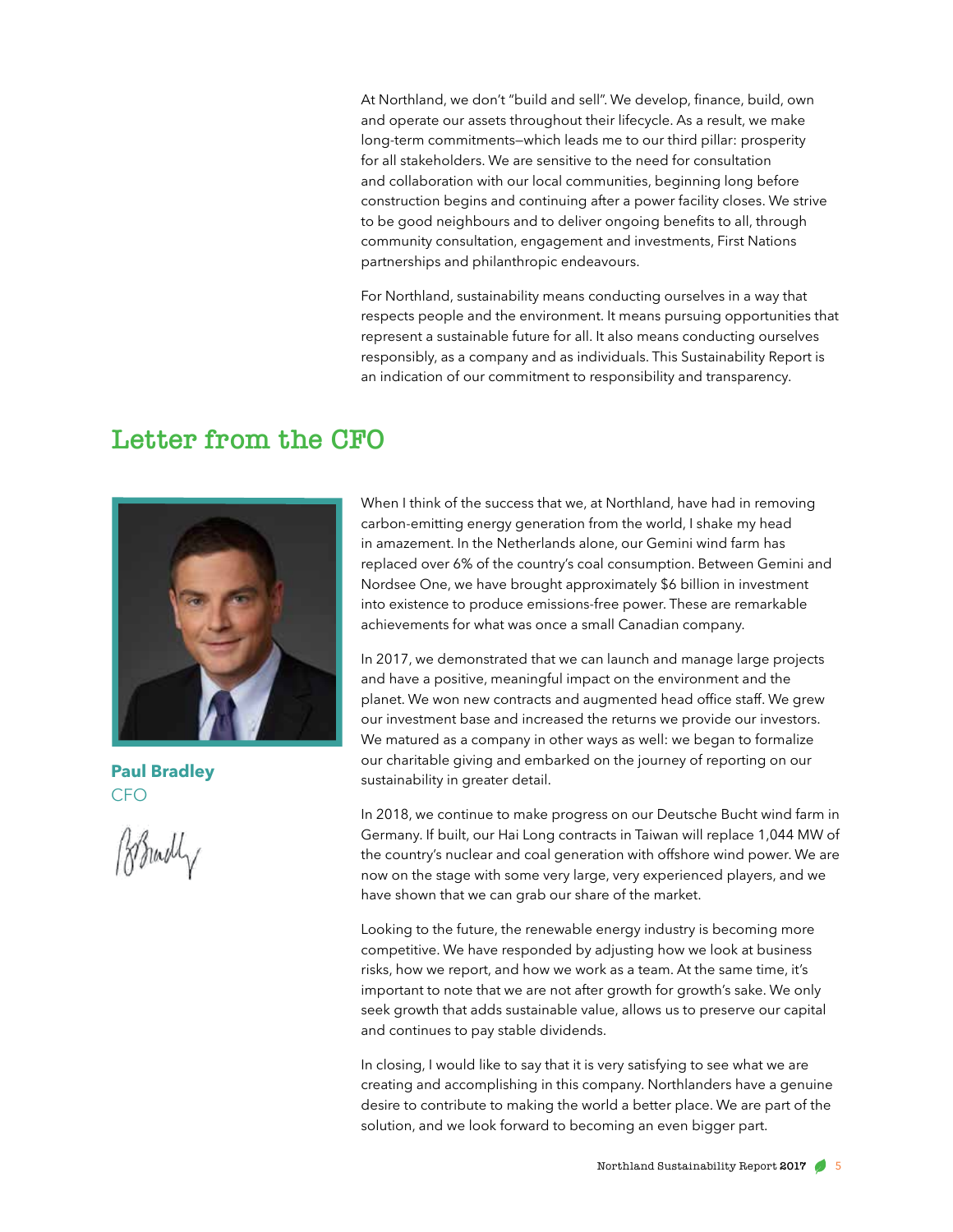At Northland, we don't "build and sell". We develop, finance, build, own and operate our assets throughout their lifecycle. As a result, we make long-term commitments—which leads me to our third pillar: prosperity for all stakeholders. We are sensitive to the need for consultation and collaboration with our local communities, beginning long before construction begins and continuing after a power facility closes. We strive to be good neighbours and to deliver ongoing benefits to all, through community consultation, engagement and investments, First Nations partnerships and philanthropic endeavours.

For Northland, sustainability means conducting ourselves in a way that respects people and the environment. It means pursuing opportunities that represent a sustainable future for all. It also means conducting ourselves responsibly, as a company and as individuals. This Sustainability Report is an indication of our commitment to responsibility and transparency.

## Letter from the CFO

**Paul Bradley**
CFO

When I think of the success that we, at Northland, have had in removing carbon-emitting energy generation from the world, I shake my head in amazement. In the Netherlands alone, our Gemini wind farm has replaced over 6% of the country's coal consumption. Between Gemini and Nordsee One, we have brought approximately $6 billion in investment into existence to produce emissions-free power. These are remarkable achievements for what was once a small Canadian company.

In 2017, we demonstrated that we can launch and manage large projects and have a positive, meaningful impact on the environment and the planet. We won new contracts and augmented head office staff. We grew our investment base and increased the returns we provide our investors. We matured as a company in other ways as well: we began to formalize our charitable giving and embarked on the journey of reporting on our sustainability in greater detail.

In 2018, we continue to make progress on our Deutsche Bucht wind farm in Germany. If built, our Hai Long contracts in Taiwan will replace 1,044 MW of the country's nuclear and coal generation with offshore wind power. We are now on the stage with some very large, very experienced players, and we have shown that we can grab our share of the market.

Looking to the future, the renewable energy industry is becoming more competitive. We have responded by adjusting how we look at business risks, how we report, and how we work as a team. At the same time, it's important to note that we are not after growth for growth's sake. We only seek growth that adds sustainable value, allows us to preserve our capital and continues to pay stable dividends.

In closing, I would like to say that it is very satisfying to see what we are creating and accomplishing in this company. Northlanders have a genuine desire to contribute to making the world a better place. We are part of the solution, and we look forward to becoming an even bigger part.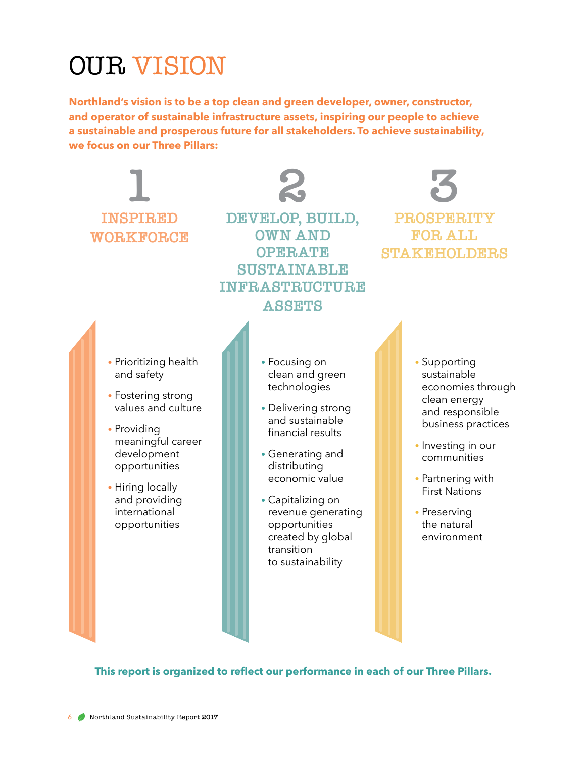# OUR VISION

**Northland's vision is to be a top clean and green developer, owner, constructor, and operator of sustainable infrastructure assets, inspiring our people to achieve a sustainable and prosperous future for all stakeholders. To achieve sustainability, we focus on our Three Pillars:**

## 1 INSPIRED WORKFORCE

- Prioritizing health and safety
- Fostering strong values and culture
- Providing meaningful career development opportunities
- Hiring locally and providing international opportunities

## 2 DEVELOP, BUILD, OWN AND OPERATE SUSTAINABLE INFRASTRUCTURE ASSETS

- Focusing on clean and green technologies
- Delivering strong and sustainable financial results
- Generating and distributing economic value
- Capitalizing on revenue generating opportunities created by global transition to sustainability

## 3 PROSPERITY FOR ALL STAKEHOLDERS

- Supporting sustainable economies through clean energy and responsible business practices
- Investing in our communities
- Partnering with First Nations
- Preserving the natural environment

**This report is organized to reflect our performance in each of our Three Pillars.**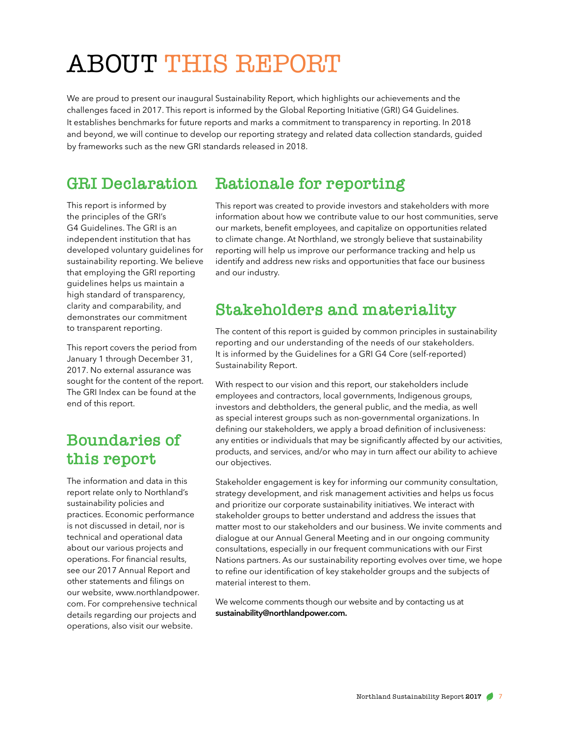# ABOUT THIS REPORT

We are proud to present our inaugural Sustainability Report, which highlights our achievements and the challenges faced in 2017. This report is informed by the Global Reporting Initiative (GRI) G4 Guidelines. It establishes benchmarks for future reports and marks a commitment to transparency in reporting. In 2018 and beyond, we will continue to develop our reporting strategy and related data collection standards, guided by frameworks such as the new GRI standards released in 2018.

## GRI Declaration

This report is informed by the principles of the GRI's G4 Guidelines. The GRI is an independent institution that has developed voluntary guidelines for sustainability reporting. We believe that employing the GRI reporting guidelines helps us maintain a high standard of transparency, clarity and comparability, and demonstrates our commitment to transparent reporting.

This report covers the period from January 1 through December 31, 2017. No external assurance was sought for the content of the report. The GRI Index can be found at the end of this report.

## Boundaries of this report

The information and data in this report relate only to Northland's sustainability policies and practices. Economic performance is not discussed in detail, nor is technical and operational data about our various projects and operations. For financial results, see our 2017 Annual Report and other statements and filings on our website, www.northlandpower.com. For comprehensive technical details regarding our projects and operations, also visit our website.

## Rationale for reporting

This report was created to provide investors and stakeholders with more information about how we contribute value to our host communities, serve our markets, benefit employees, and capitalize on opportunities related to climate change. At Northland, we strongly believe that sustainability reporting will help us improve our performance tracking and help us identify and address new risks and opportunities that face our business and our industry.

## Stakeholders and materiality

The content of this report is guided by common principles in sustainability reporting and our understanding of the needs of our stakeholders. It is informed by the Guidelines for a GRI G4 Core (self-reported) Sustainability Report.

With respect to our vision and this report, our stakeholders include employees and contractors, local governments, Indigenous groups, investors and debtholders, the general public, and the media, as well as special interest groups such as non-governmental organizations. In defining our stakeholders, we apply a broad definition of inclusiveness: any entities or individuals that may be significantly affected by our activities, products, and services, and/or who may in turn affect our ability to achieve our objectives.

Stakeholder engagement is key for informing our community consultation, strategy development, and risk management activities and helps us focus and prioritize our corporate sustainability initiatives. We interact with stakeholder groups to better understand and address the issues that matter most to our stakeholders and our business. We invite comments and dialogue at our Annual General Meeting and in our ongoing community consultations, especially in our frequent communications with our First Nations partners. As our sustainability reporting evolves over time, we hope to refine our identification of key stakeholder groups and the subjects of material interest to them.

We welcome comments though our website and by contacting us at **sustainability@northlandpower.com.**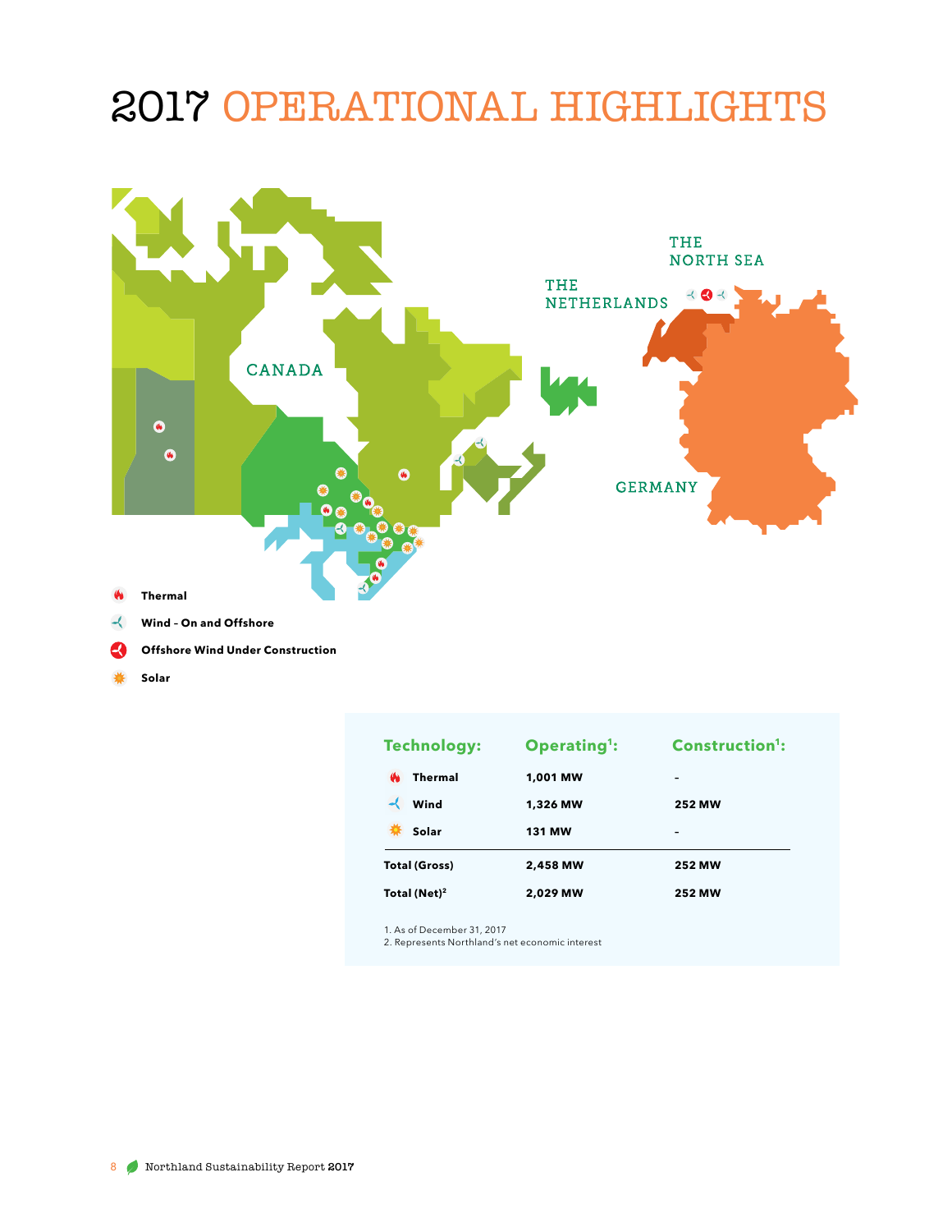# 2017 OPERATIONAL HIGHLIGHTS

THE NORTH SEA

THE NETHERLANDS

CANADA

GERMANY

- Thermal
- Wind – On and Offshore
- Offshore Wind Under Construction
- Solar

| Technology: | Operating[1]: | Construction[1]: |
|---|---|---|
| Thermal | 1,001 MW | - |
| Wind | 1,326 MW | 252 MW |
| Solar | 131 MW | - |
| **Total (Gross)** | **2,458 MW** | **252 MW** |
| **Total (Net)[2]** | **2,029 MW** | **252 MW** |

1. As of December 31, 2017
2. Represents Northland's net economic interest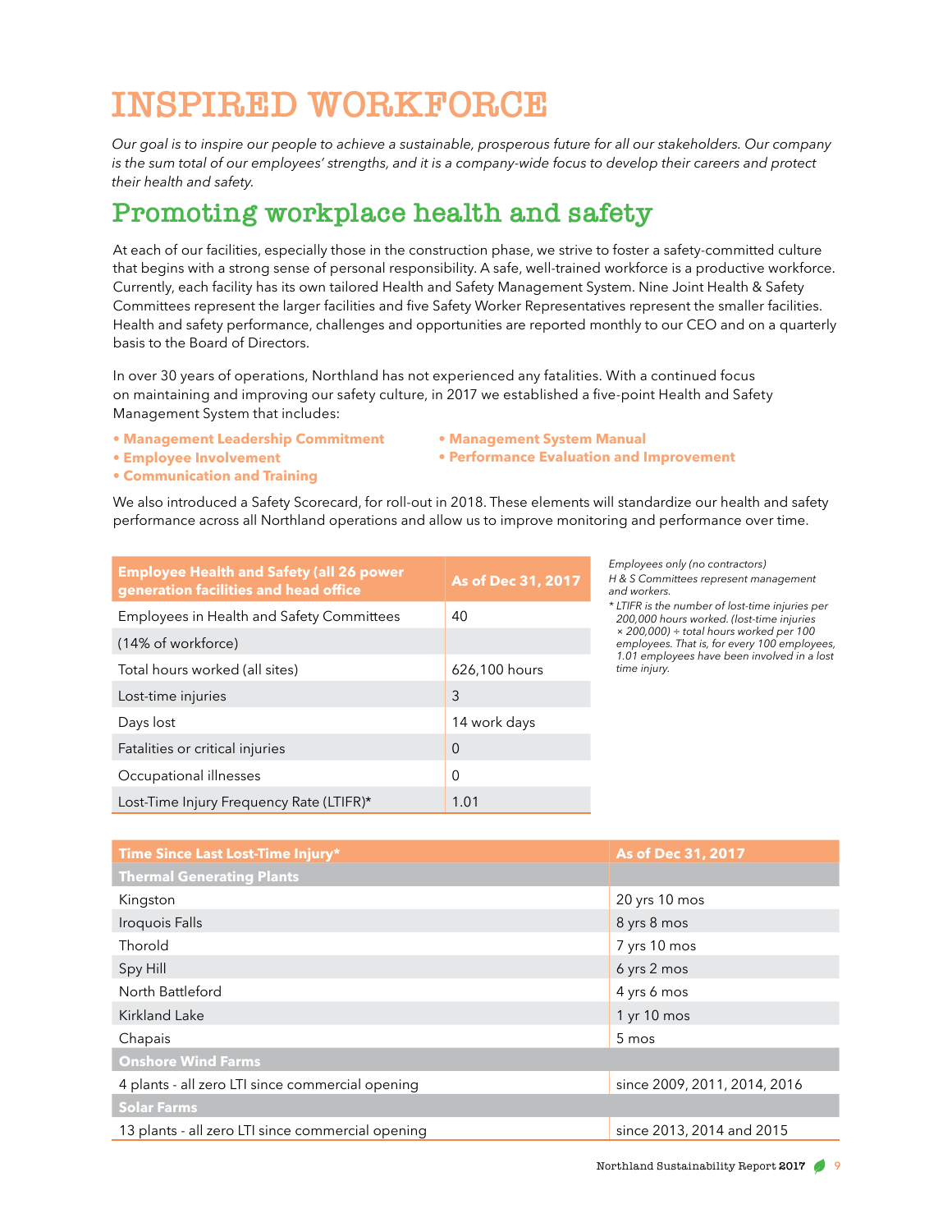# INSPIRED WORKFORCE

*Our goal is to inspire our people to achieve a sustainable, prosperous future for all our stakeholders. Our company is the sum total of our employees' strengths, and it is a company-wide focus to develop their careers and protect their health and safety.*

## Promoting workplace health and safety

At each of our facilities, especially those in the construction phase, we strive to foster a safety-committed culture that begins with a strong sense of personal responsibility. A safe, well-trained workforce is a productive workforce. Currently, each facility has its own tailored Health and Safety Management System. Nine Joint Health & Safety Committees represent the larger facilities and five Safety Worker Representatives represent the smaller facilities. Health and safety performance, challenges and opportunities are reported monthly to our CEO and on a quarterly basis to the Board of Directors.

In over 30 years of operations, Northland has not experienced any fatalities. With a continued focus on maintaining and improving our safety culture, in 2017 we established a five-point Health and Safety Management System that includes:

- **Management Leadership Commitment**
- **Employee Involvement**
- **Communication and Training**
- **Management System Manual**
- **Performance Evaluation and Improvement**

We also introduced a Safety Scorecard, for roll-out in 2018. These elements will standardize our health and safety performance across all Northland operations and allow us to improve monitoring and performance over time.

| Employee Health and Safety (all 26 power generation facilities and head office | As of Dec 31, 2017 |
|---|---|
| Employees in Health and Safety Committees | 40 |
| (14% of workforce) | |
| Total hours worked (all sites) | 626,100 hours |
| Lost-time injuries | 3 |
| Days lost | 14 work days |
| Fatalities or critical injuries | 0 |
| Occupational illnesses | 0 |
| Lost-Time Injury Frequency Rate (LTIFR)* | 1.01 |

*Employees only (no contractors)*
*H & S Committees represent management and workers.*
*\* LTIFR is the number of lost-time injuries per 200,000 hours worked. (lost-time injuries × 200,000) ÷ total hours worked per 100 employees. That is, for every 100 employees, 1.01 employees have been involved in a lost time injury.*

| Time Since Last Lost-Time Injury* | As of Dec 31, 2017 |
|---|---|
| **Thermal Generating Plants** | |
| Kingston | 20 yrs 10 mos |
| Iroquois Falls | 8 yrs 8 mos |
| Thorold | 7 yrs 10 mos |
| Spy Hill | 6 yrs 2 mos |
| North Battleford | 4 yrs 6 mos |
| Kirkland Lake | 1 yr 10 mos |
| Chapais | 5 mos |
| **Onshore Wind Farms** | |
| 4 plants - all zero LTI since commercial opening | since 2009, 2011, 2014, 2016 |
| **Solar Farms** | |
| 13 plants - all zero LTI since commercial opening | since 2013, 2014 and 2015 |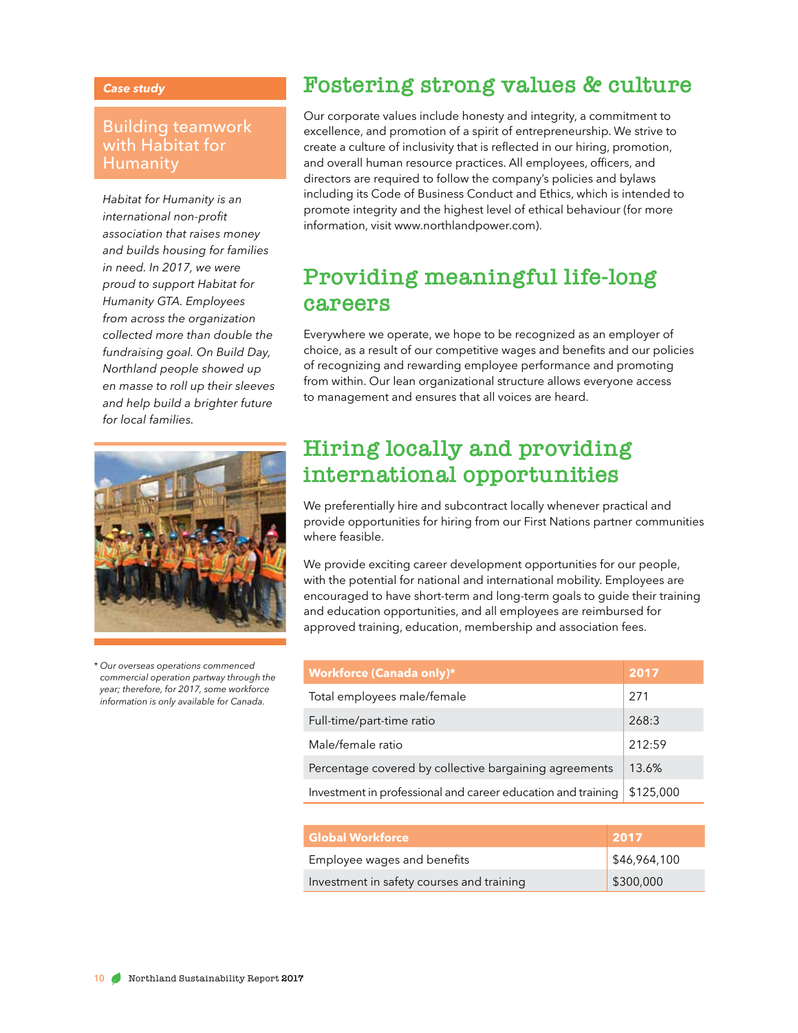*Case study*

### Building teamwork with Habitat for Humanity

*Habitat for Humanity is an international non-profit association that raises money and builds housing for families in need. In 2017, we were proud to support Habitat for Humanity GTA. Employees from across the organization collected more than double the fundraising goal. On Build Day, Northland people showed up en masse to roll up their sleeves and help build a brighter future for local families.*

## Fostering strong values & culture

Our corporate values include honesty and integrity, a commitment to excellence, and promotion of a spirit of entrepreneurship. We strive to create a culture of inclusivity that is reflected in our hiring, promotion, and overall human resource practices. All employees, officers, and directors are required to follow the company's policies and bylaws including its Code of Business Conduct and Ethics, which is intended to promote integrity and the highest level of ethical behaviour (for more information, visit www.northlandpower.com).

## Providing meaningful life-long careers

Everywhere we operate, we hope to be recognized as an employer of choice, as a result of our competitive wages and benefits and our policies of recognizing and rewarding employee performance and promoting from within. Our lean organizational structure allows everyone access to management and ensures that all voices are heard.

## Hiring locally and providing international opportunities

We preferentially hire and subcontract locally whenever practical and provide opportunities for hiring from our First Nations partner communities where feasible.

We provide exciting career development opportunities for our people, with the potential for national and international mobility. Employees are encouraged to have short-term and long-term goals to guide their training and education opportunities, and all employees are reimbursed for approved training, education, membership and association fees.

| Workforce (Canada only)* | 2017 |
|---|---|
| Total employees male/female | 271 |
| Full-time/part-time ratio | 268:3 |
| Male/female ratio | 212:59 |
| Percentage covered by collective bargaining agreements | 13.6% |
| Investment in professional and career education and training | $125,000 |

| Global Workforce | 2017 |
|---|---|
| Employee wages and benefits | $46,964,100 |
| Investment in safety courses and training | $300,000 |

*\* Our overseas operations commenced commercial operation partway through the year; therefore, for 2017, some workforce information is only available for Canada.*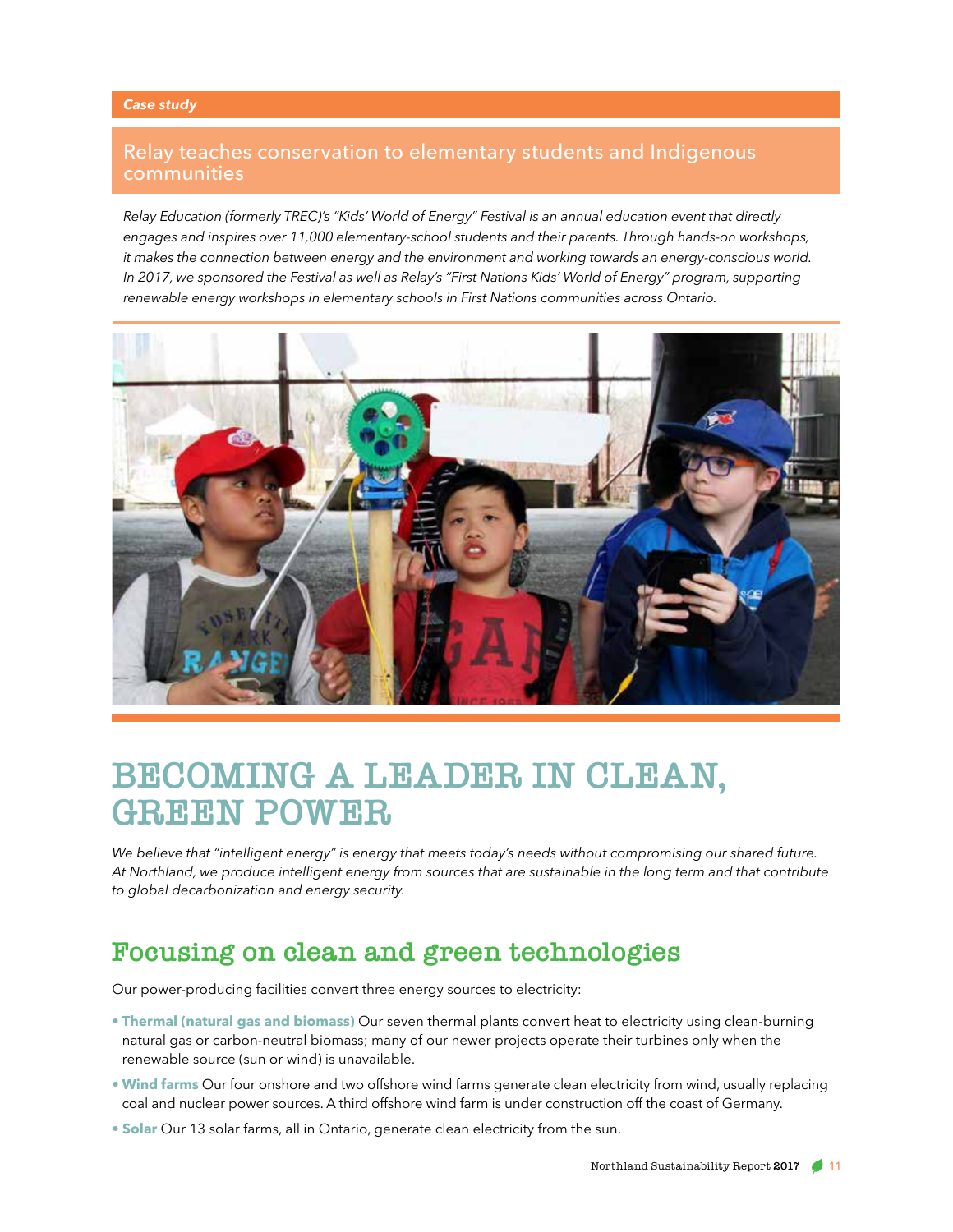**_Case study_**

### Relay teaches conservation to elementary students and Indigenous communities

*Relay Education (formerly TREC)'s "Kids' World of Energy" Festival is an annual education event that directly engages and inspires over 11,000 elementary-school students and their parents. Through hands-on workshops, it makes the connection between energy and the environment and working towards an energy-conscious world. In 2017, we sponsored the Festival as well as Relay's "First Nations Kids' World of Energy" program, supporting renewable energy workshops in elementary schools in First Nations communities across Ontario.*

# BECOMING A LEADER IN CLEAN, GREEN POWER

*We believe that "intelligent energy" is energy that meets today's needs without compromising our shared future. At Northland, we produce intelligent energy from sources that are sustainable in the long term and that contribute to global decarbonization and energy security.*

## Focusing on clean and green technologies

Our power-producing facilities convert three energy sources to electricity:

- **Thermal (natural gas and biomass)** Our seven thermal plants convert heat to electricity using clean-burning natural gas or carbon-neutral biomass; many of our newer projects operate their turbines only when the renewable source (sun or wind) is unavailable.
- **Wind farms** Our four onshore and two offshore wind farms generate clean electricity from wind, usually replacing coal and nuclear power sources. A third offshore wind farm is under construction off the coast of Germany.
- **Solar** Our 13 solar farms, all in Ontario, generate clean electricity from the sun.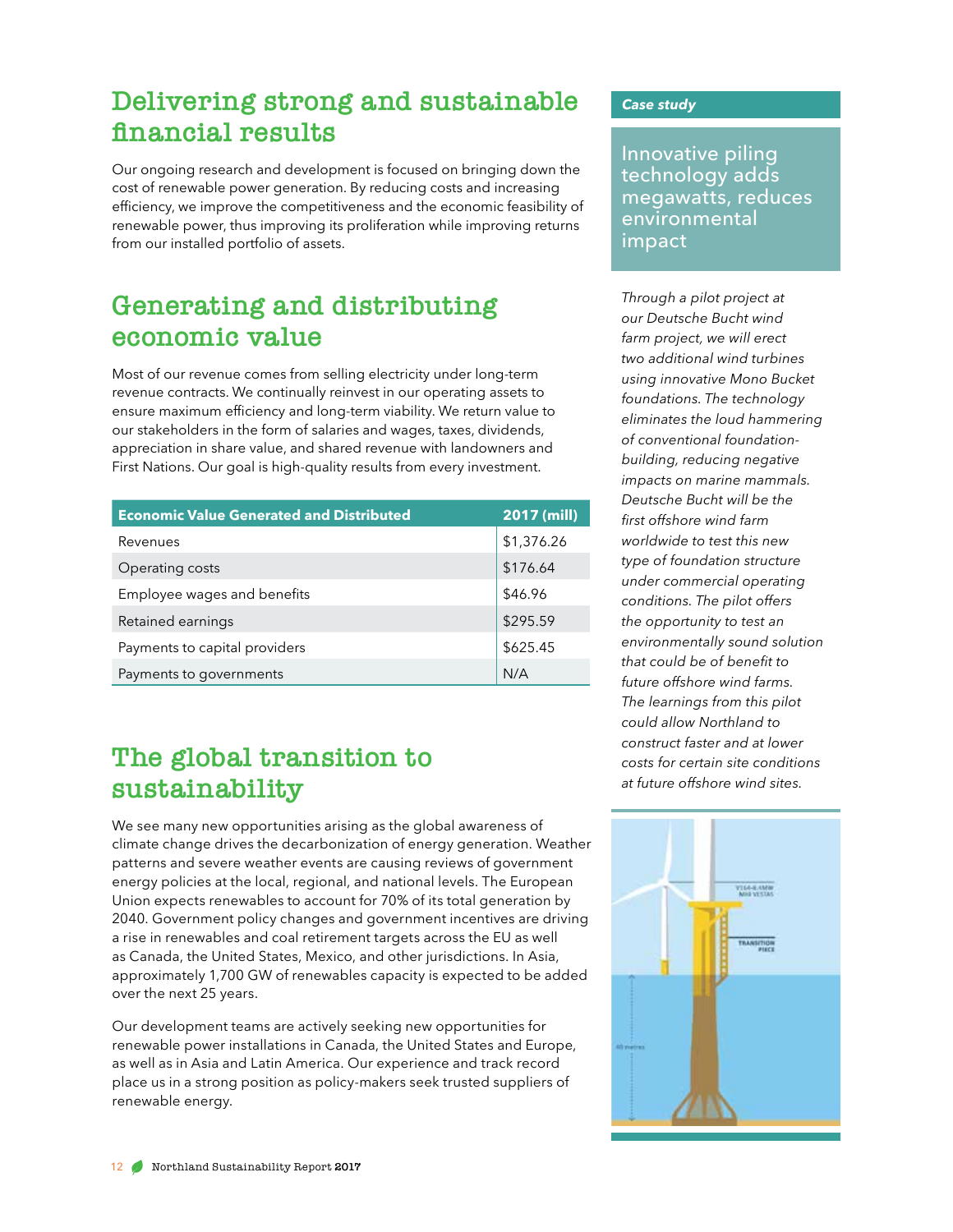## Delivering strong and sustainable financial results

Our ongoing research and development is focused on bringing down the cost of renewable power generation. By reducing costs and increasing efficiency, we improve the competitiveness and the economic feasibility of renewable power, thus improving its proliferation while improving returns from our installed portfolio of assets.

## Generating and distributing economic value

Most of our revenue comes from selling electricity under long-term revenue contracts. We continually reinvest in our operating assets to ensure maximum efficiency and long-term viability. We return value to our stakeholders in the form of salaries and wages, taxes, dividends, appreciation in share value, and shared revenue with landowners and First Nations. Our goal is high-quality results from every investment.

| Economic Value Generated and Distributed | 2017 (mill) |
|---|---|
| Revenues | $1,376.26 |
| Operating costs | $176.64 |
| Employee wages and benefits | $46.96 |
| Retained earnings | $295.59 |
| Payments to capital providers | $625.45 |
| Payments to governments | N/A |

## The global transition to sustainability

We see many new opportunities arising as the global awareness of climate change drives the decarbonization of energy generation. Weather patterns and severe weather events are causing reviews of government energy policies at the local, regional, and national levels. The European Union expects renewables to account for 70% of its total generation by 2040. Government policy changes and government incentives are driving a rise in renewables and coal retirement targets across the EU as well as Canada, the United States, Mexico, and other jurisdictions. In Asia, approximately 1,700 GW of renewables capacity is expected to be added over the next 25 years.

Our development teams are actively seeking new opportunities for renewable power installations in Canada, the United States and Europe, as well as in Asia and Latin America. Our experience and track record place us in a strong position as policy-makers seek trusted suppliers of renewable energy.

**Case study**

### Innovative piling technology adds megawatts, reduces environmental impact

*Through a pilot project at our Deutsche Bucht wind farm project, we will erect two additional wind turbines using innovative Mono Bucket foundations. The technology eliminates the loud hammering of conventional foundation-building, reducing negative impacts on marine mammals. Deutsche Bucht will be the first offshore wind farm worldwide to test this new type of foundation structure under commercial operating conditions. The pilot offers the opportunity to test an environmentally sound solution that could be of benefit to future offshore wind farms. The learnings from this pilot could allow Northland to construct faster and at lower costs for certain site conditions at future offshore wind sites.*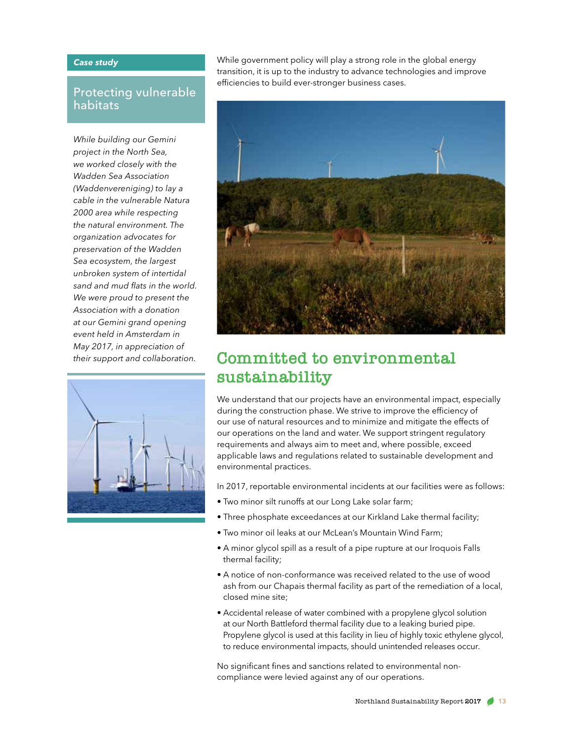*Case study*

## Protecting vulnerable habitats

*While building our Gemini project in the North Sea, we worked closely with the Wadden Sea Association (Waddenvereniging) to lay a cable in the vulnerable Natura 2000 area while respecting the natural environment. The organization advocates for preservation of the Wadden Sea ecosystem, the largest unbroken system of intertidal sand and mud flats in the world. We were proud to present the Association with a donation at our Gemini grand opening event held in Amsterdam in May 2017, in appreciation of their support and collaboration.*

While government policy will play a strong role in the global energy transition, it is up to the industry to advance technologies and improve efficiencies to build ever-stronger business cases.

## Committed to environmental sustainability

We understand that our projects have an environmental impact, especially during the construction phase. We strive to improve the efficiency of our use of natural resources and to minimize and mitigate the effects of our operations on the land and water. We support stringent regulatory requirements and always aim to meet and, where possible, exceed applicable laws and regulations related to sustainable development and environmental practices.

In 2017, reportable environmental incidents at our facilities were as follows:

- Two minor silt runoffs at our Long Lake solar farm;
- Three phosphate exceedances at our Kirkland Lake thermal facility;
- Two minor oil leaks at our McLean's Mountain Wind Farm;
- A minor glycol spill as a result of a pipe rupture at our Iroquois Falls thermal facility;
- A notice of non-conformance was received related to the use of wood ash from our Chapais thermal facility as part of the remediation of a local, closed mine site;
- Accidental release of water combined with a propylene glycol solution at our North Battleford thermal facility due to a leaking buried pipe. Propylene glycol is used at this facility in lieu of highly toxic ethylene glycol, to reduce environmental impacts, should unintended releases occur.

No significant fines and sanctions related to environmental non-compliance were levied against any of our operations.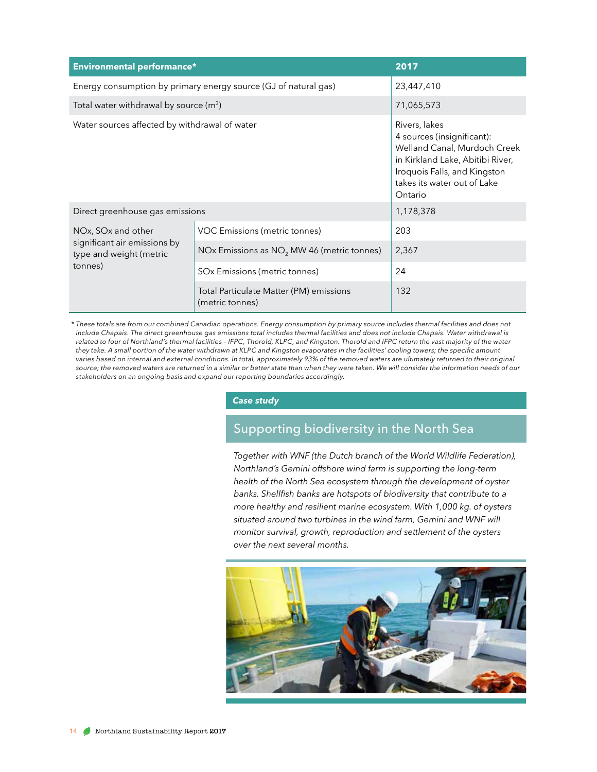| Environmental performance* | | 2017 |
|---|---|---|
| Energy consumption by primary energy source (GJ of natural gas) | | 23,447,410 |
| Total water withdrawal by source ($m^3$) | | 71,065,573 |
| Water sources affected by withdrawal of water | | Rivers, lakes 4 sources (insignificant): Welland Canal, Murdoch Creek in Kirkland Lake, Abitibi River, Iroquois Falls, and Kingston takes its water out of Lake Ontario |
| Direct greenhouse gas emissions | | 1,178,378 |
| NOx, SOx and other significant air emissions by type and weight (metric tonnes) | VOC Emissions (metric tonnes) | 203 |
| | NOx Emissions as $NO_2$ MW 46 (metric tonnes) | 2,367 |
| | SOx Emissions (metric tonnes) | 24 |
| | Total Particulate Matter (PM) emissions (metric tonnes) | 132 |

*These totals are from our combined Canadian operations. Energy consumption by primary source includes thermal facilities and does not include Chapais. The direct greenhouse gas emissions total includes thermal facilities and does not include Chapais. Water withdrawal is related to four of Northland's thermal facilities – IFPC, Thorold, KLPC, and Kingston. Thorold and IFPC return the vast majority of the water they take. A small portion of the water withdrawn at KLPC and Kingston evaporates in the facilities' cooling towers; the specific amount varies based on internal and external conditions. In total, approximately 93% of the removed waters are ultimately returned to their original source; the removed waters are returned in a similar or better state than when they were taken. We will consider the information needs of our stakeholders on an ongoing basis and expand our reporting boundaries accordingly.*

***Case study***

## Supporting biodiversity in the North Sea

*Together with WNF (the Dutch branch of the World Wildlife Federation), Northland's Gemini offshore wind farm is supporting the long-term health of the North Sea ecosystem through the development of oyster banks. Shellfish banks are hotspots of biodiversity that contribute to a more healthy and resilient marine ecosystem. With 1,000 kg. of oysters situated around two turbines in the wind farm, Gemini and WNF will monitor survival, growth, reproduction and settlement of the oysters over the next several months.*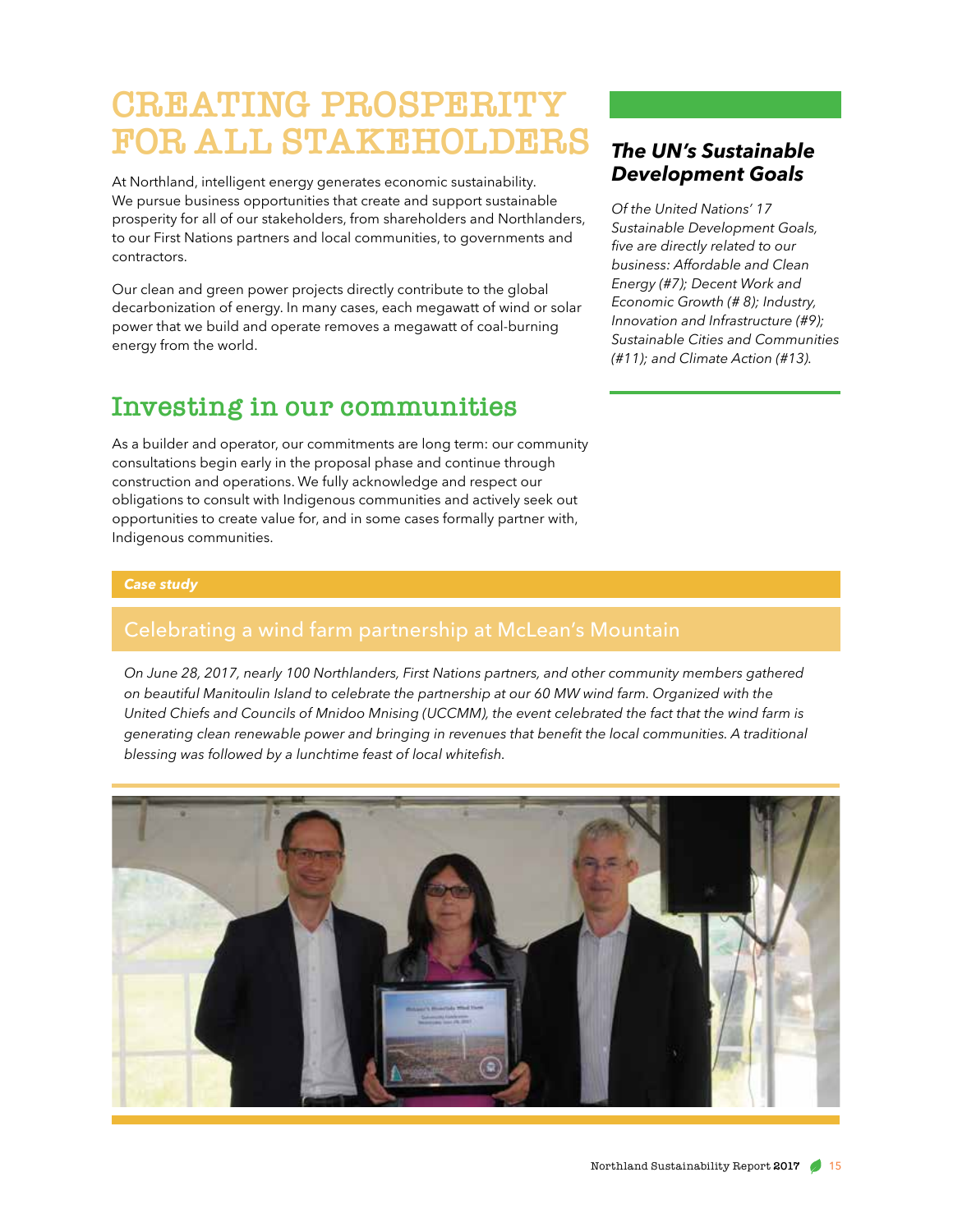# CREATING PROSPERITY FOR ALL STAKEHOLDERS

At Northland, intelligent energy generates economic sustainability. We pursue business opportunities that create and support sustainable prosperity for all of our stakeholders, from shareholders and Northlanders, to our First Nations partners and local communities, to governments and contractors.

Our clean and green power projects directly contribute to the global decarbonization of energy. In many cases, each megawatt of wind or solar power that we build and operate removes a megawatt of coal-burning energy from the world.

### *The UN's Sustainable Development Goals*

*Of the United Nations' 17 Sustainable Development Goals, five are directly related to our business: Affordable and Clean Energy (#7); Decent Work and Economic Growth (# 8); Industry, Innovation and Infrastructure (#9); Sustainable Cities and Communities (#11); and Climate Action (#13).*

## Investing in our communities

As a builder and operator, our commitments are long term: our community consultations begin early in the proposal phase and continue through construction and operations. We fully acknowledge and respect our obligations to consult with Indigenous communities and actively seek out opportunities to create value for, and in some cases formally partner with, Indigenous communities.

***Case study***

### Celebrating a wind farm partnership at McLean's Mountain

*On June 28, 2017, nearly 100 Northlanders, First Nations partners, and other community members gathered on beautiful Manitoulin Island to celebrate the partnership at our 60 MW wind farm. Organized with the United Chiefs and Councils of Mnidoo Mnising (UCCMM), the event celebrated the fact that the wind farm is generating clean renewable power and bringing in revenues that benefit the local communities. A traditional blessing was followed by a lunchtime feast of local whitefish.*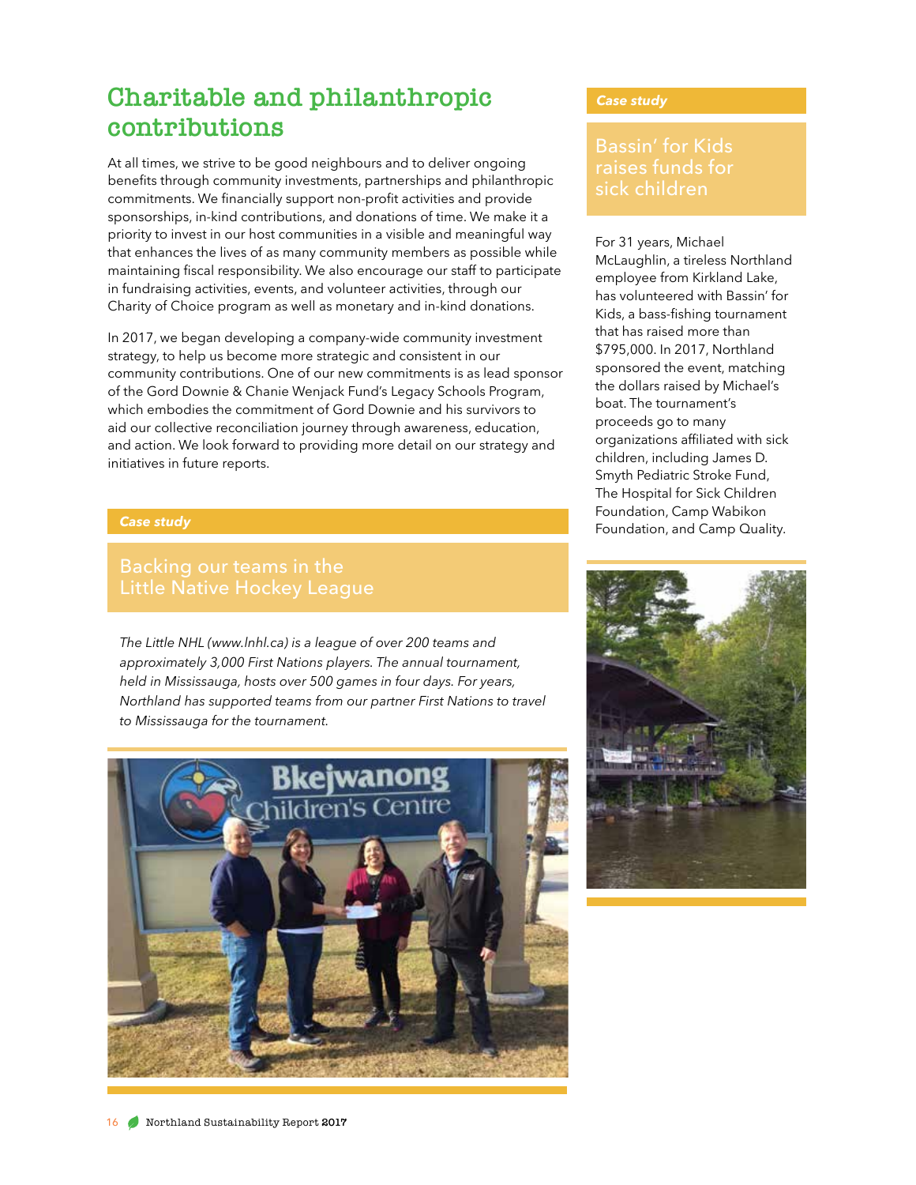# Charitable and philanthropic contributions

At all times, we strive to be good neighbours and to deliver ongoing benefits through community investments, partnerships and philanthropic commitments. We financially support non-profit activities and provide sponsorships, in-kind contributions, and donations of time. We make it a priority to invest in our host communities in a visible and meaningful way that enhances the lives of as many community members as possible while maintaining fiscal responsibility. We also encourage our staff to participate in fundraising activities, events, and volunteer activities, through our Charity of Choice program as well as monetary and in-kind donations.

In 2017, we began developing a company-wide community investment strategy, to help us become more strategic and consistent in our community contributions. One of our new commitments is as lead sponsor of the Gord Downie & Chanie Wenjack Fund's Legacy Schools Program, which embodies the commitment of Gord Downie and his survivors to aid our collective reconciliation journey through awareness, education, and action. We look forward to providing more detail on our strategy and initiatives in future reports.

***Case study***

## Backing our teams in the Little Native Hockey League

*The Little NHL (www.lnhl.ca) is a league of over 200 teams and approximately 3,000 First Nations players. The annual tournament, held in Mississauga, hosts over 500 games in four days. For years, Northland has supported teams from our partner First Nations to travel to Mississauga for the tournament.*

***Case study***

## Bassin' for Kids raises funds for sick children

For 31 years, Michael McLaughlin, a tireless Northland employee from Kirkland Lake, has volunteered with Bassin' for Kids, a bass-fishing tournament that has raised more than $795,000. In 2017, Northland sponsored the event, matching the dollars raised by Michael's boat. The tournament's proceeds go to many organizations affiliated with sick children, including James D. Smyth Pediatric Stroke Fund, The Hospital for Sick Children Foundation, Camp Wabikon Foundation, and Camp Quality.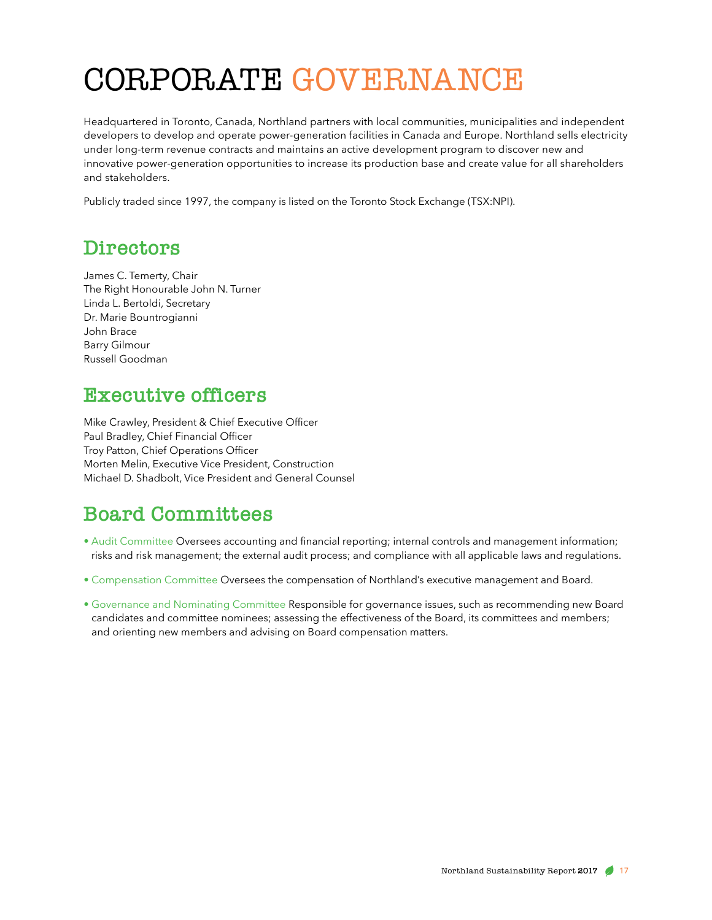# CORPORATE GOVERNANCE

Headquartered in Toronto, Canada, Northland partners with local communities, municipalities and independent developers to develop and operate power-generation facilities in Canada and Europe. Northland sells electricity under long-term revenue contracts and maintains an active development program to discover new and innovative power-generation opportunities to increase its production base and create value for all shareholders and stakeholders.

Publicly traded since 1997, the company is listed on the Toronto Stock Exchange (TSX:NPI).

## Directors

James C. Temerty, Chair
The Right Honourable John N. Turner
Linda L. Bertoldi, Secretary
Dr. Marie Bountrogianni
John Brace
Barry Gilmour
Russell Goodman

## Executive officers

Mike Crawley, President & Chief Executive Officer
Paul Bradley, Chief Financial Officer
Troy Patton, Chief Operations Officer
Morten Melin, Executive Vice President, Construction
Michael D. Shadbolt, Vice President and General Counsel

## Board Committees

- Audit Committee Oversees accounting and financial reporting; internal controls and management information; risks and risk management; the external audit process; and compliance with all applicable laws and regulations.
- Compensation Committee Oversees the compensation of Northland's executive management and Board.
- Governance and Nominating Committee Responsible for governance issues, such as recommending new Board candidates and committee nominees; assessing the effectiveness of the Board, its committees and members; and orienting new members and advising on Board compensation matters.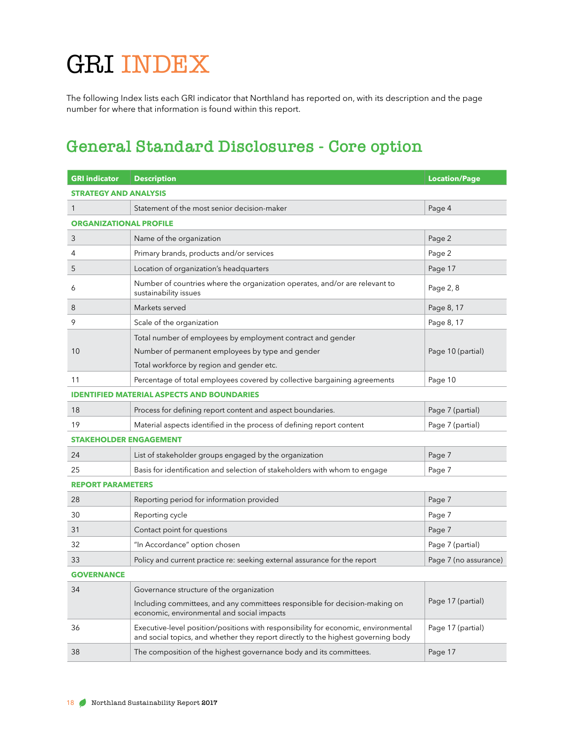# GRI INDEX

The following Index lists each GRI indicator that Northland has reported on, with its description and the page number for where that information is found within this report.

## General Standard Disclosures - Core option

| GRI indicator | Description | Location/Page |
|---|---|---|
| **STRATEGY AND ANALYSIS** | | |
| 1 | Statement of the most senior decision-maker | Page 4 |
| **ORGANIZATIONAL PROFILE** | | |
| 3 | Name of the organization | Page 2 |
| 4 | Primary brands, products and/or services | Page 2 |
| 5 | Location of organization's headquarters | Page 17 |
| 6 | Number of countries where the organization operates, and/or are relevant to sustainability issues | Page 2, 8 |
| 8 | Markets served | Page 8, 17 |
| 9 | Scale of the organization | Page 8, 17 |
| 10 | Total number of employees by employment contract and gender<br>Number of permanent employees by type and gender<br>Total workforce by region and gender etc. | Page 10 (partial) |
| 11 | Percentage of total employees covered by collective bargaining agreements | Page 10 |
| **IDENTIFIED MATERIAL ASPECTS AND BOUNDARIES** | | |
| 18 | Process for defining report content and aspect boundaries. | Page 7 (partial) |
| 19 | Material aspects identified in the process of defining report content | Page 7 (partial) |
| **STAKEHOLDER ENGAGEMENT** | | |
| 24 | List of stakeholder groups engaged by the organization | Page 7 |
| 25 | Basis for identification and selection of stakeholders with whom to engage | Page 7 |
| **REPORT PARAMETERS** | | |
| 28 | Reporting period for information provided | Page 7 |
| 30 | Reporting cycle | Page 7 |
| 31 | Contact point for questions | Page 7 |
| 32 | "In Accordance" option chosen | Page 7 (partial) |
| 33 | Policy and current practice re: seeking external assurance for the report | Page 7 (no assurance) |
| **GOVERNANCE** | | |
| 34 | Governance structure of the organization<br>Including committees, and any committees responsible for decision-making on economic, environmental and social impacts | Page 17 (partial) |
| 36 | Executive-level position/positions with responsibility for economic, environmental and social topics, and whether they report directly to the highest governing body | Page 17 (partial) |
| 38 | The composition of the highest governance body and its committees. | Page 17 |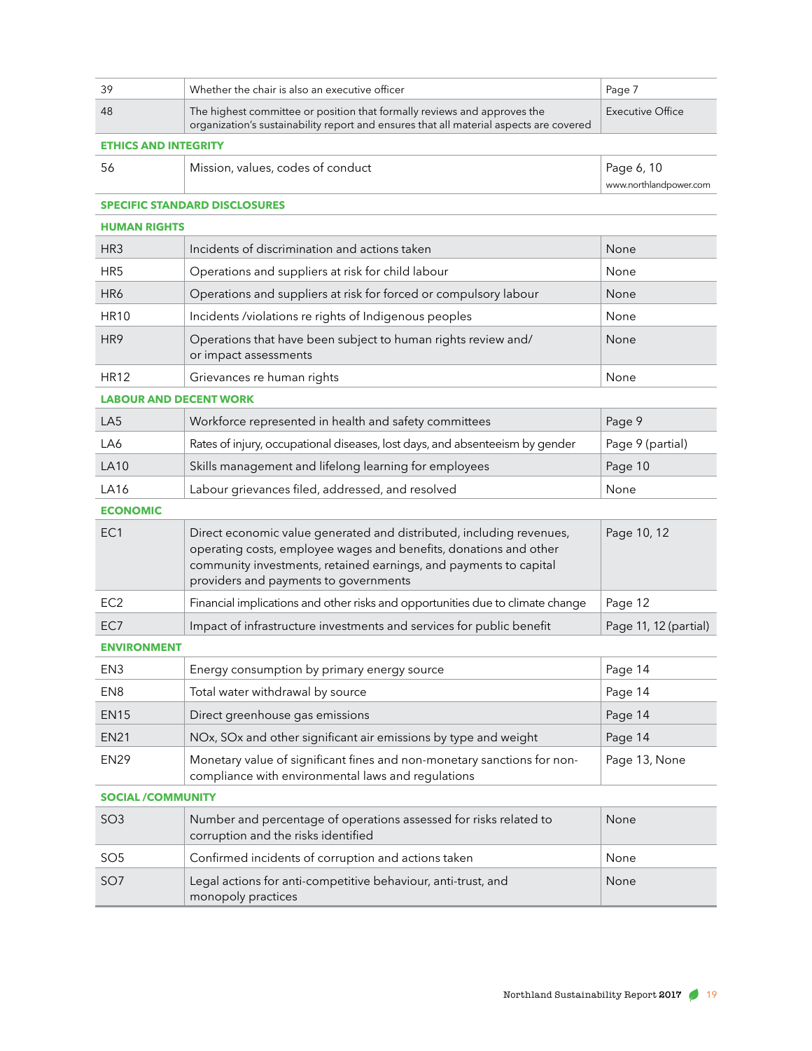| | | |
|---|---|---|
| 39 | Whether the chair is also an executive officer | Page 7 |
| 48 | The highest committee or position that formally reviews and approves the organization's sustainability report and ensures that all material aspects are covered | Executive Office |
| **ETHICS AND INTEGRITY** | | |
| 56 | Mission, values, codes of conduct | Page 6, 10 www.northlandpower.com |
| **SPECIFIC STANDARD DISCLOSURES** | | |
| **HUMAN RIGHTS** | | |
| HR3 | Incidents of discrimination and actions taken | None |
| HR5 | Operations and suppliers at risk for child labour | None |
| HR6 | Operations and suppliers at risk for forced or compulsory labour | None |
| HR10 | Incidents /violations re rights of Indigenous peoples | None |
| HR9 | Operations that have been subject to human rights review and/ or impact assessments | None |
| HR12 | Grievances re human rights | None |
| **LABOUR AND DECENT WORK** | | |
| LA5 | Workforce represented in health and safety committees | Page 9 |
| LA6 | Rates of injury, occupational diseases, lost days, and absenteeism by gender | Page 9 (partial) |
| LA10 | Skills management and lifelong learning for employees | Page 10 |
| LA16 | Labour grievances filed, addressed, and resolved | None |
| **ECONOMIC** | | |
| EC1 | Direct economic value generated and distributed, including revenues, operating costs, employee wages and benefits, donations and other community investments, retained earnings, and payments to capital providers and payments to governments | Page 10, 12 |
| EC2 | Financial implications and other risks and opportunities due to climate change | Page 12 |
| EC7 | Impact of infrastructure investments and services for public benefit | Page 11, 12 (partial) |
| **ENVIRONMENT** | | |
| EN3 | Energy consumption by primary energy source | Page 14 |
| EN8 | Total water withdrawal by source | Page 14 |
| EN15 | Direct greenhouse gas emissions | Page 14 |
| EN21 | NOx, SOx and other significant air emissions by type and weight | Page 14 |
| EN29 | Monetary value of significant fines and non-monetary sanctions for non-compliance with environmental laws and regulations | Page 13, None |
| **SOCIAL /COMMUNITY** | | |
| SO3 | Number and percentage of operations assessed for risks related to corruption and the risks identified | None |
| SO5 | Confirmed incidents of corruption and actions taken | None |
| SO7 | Legal actions for anti-competitive behaviour, anti-trust, and monopoly practices | None |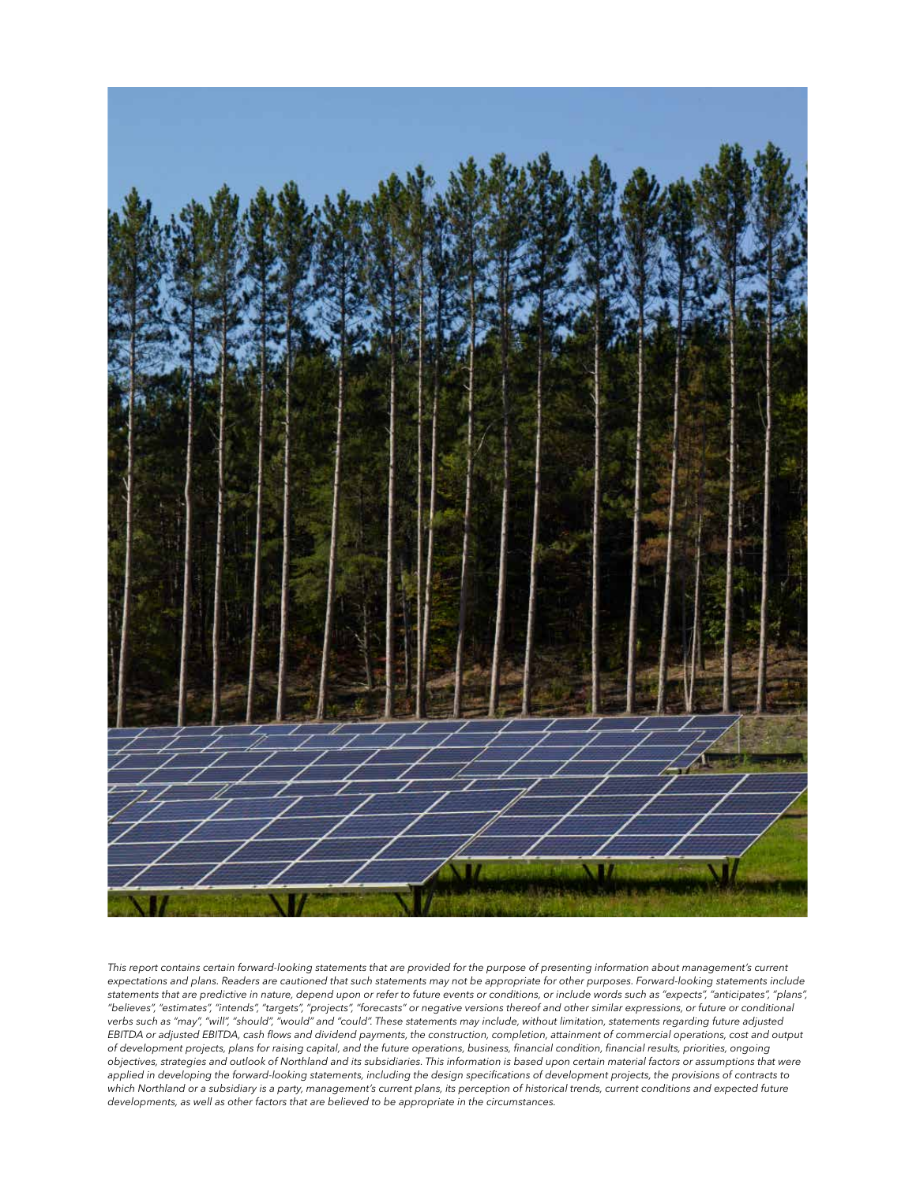*This report contains certain forward-looking statements that are provided for the purpose of presenting information about management's current expectations and plans. Readers are cautioned that such statements may not be appropriate for other purposes. Forward-looking statements include statements that are predictive in nature, depend upon or refer to future events or conditions, or include words such as "expects", "anticipates", "plans", "believes", "estimates", "intends", "targets", "projects", "forecasts" or negative versions thereof and other similar expressions, or future or conditional verbs such as "may", "will", "should", "would" and "could". These statements may include, without limitation, statements regarding future adjusted EBITDA or adjusted EBITDA, cash flows and dividend payments, the construction, completion, attainment of commercial operations, cost and output of development projects, plans for raising capital, and the future operations, business, financial condition, financial results, priorities, ongoing objectives, strategies and outlook of Northland and its subsidiaries. This information is based upon certain material factors or assumptions that were applied in developing the forward-looking statements, including the design specifications of development projects, the provisions of contracts to which Northland or a subsidiary is a party, management's current plans, its perception of historical trends, current conditions and expected future developments, as well as other factors that are believed to be appropriate in the circumstances.*